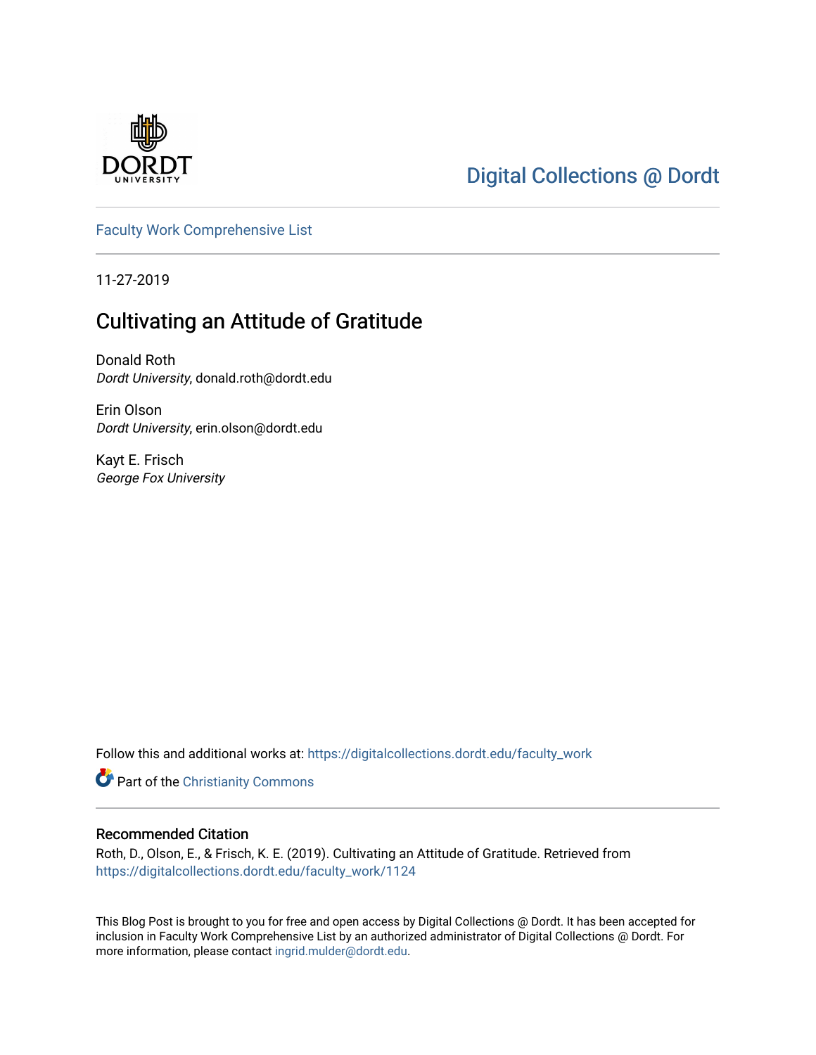Digital Collections @ Dordt

Faculty Work Comprehensive List

11-27-2019

# Cultivating an Attitude of Gratitude

Donald Roth
*Dordt University*, donald.roth@dordt.edu

Erin Olson
*Dordt University*, erin.olson@dordt.edu

Kayt E. Frisch
*George Fox University*

Follow this and additional works at: https://digitalcollections.dordt.edu/faculty_work

Part of the Christianity Commons

## Recommended Citation

Roth, D., Olson, E., & Frisch, K. E. (2019). Cultivating an Attitude of Gratitude. Retrieved from https://digitalcollections.dordt.edu/faculty_work/1124

This Blog Post is brought to you for free and open access by Digital Collections @ Dordt. It has been accepted for inclusion in Faculty Work Comprehensive List by an authorized administrator of Digital Collections @ Dordt. For more information, please contact ingrid.mulder@dordt.edu.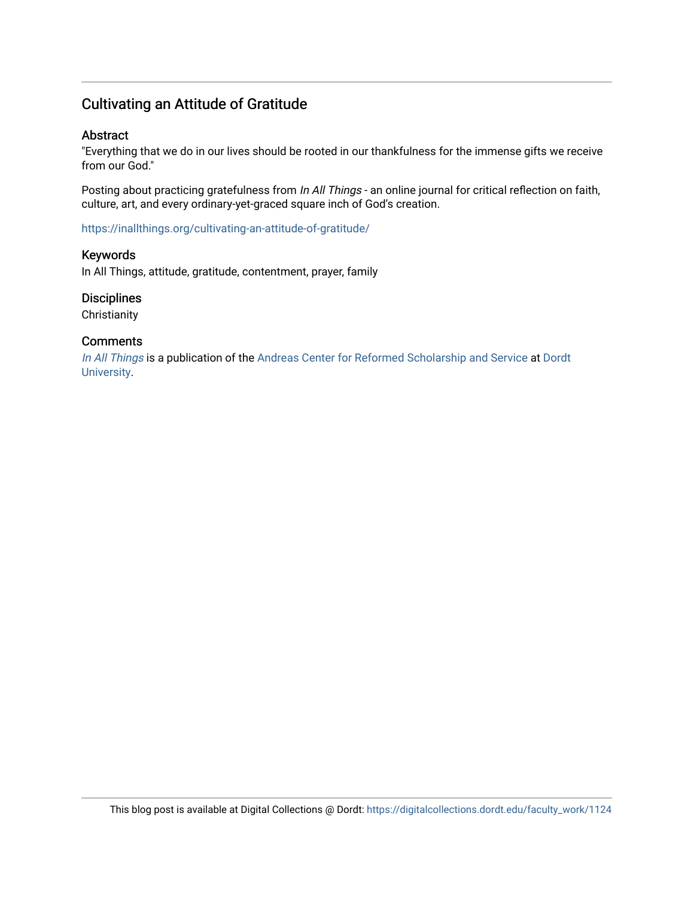## Cultivating an Attitude of Gratitude

### Abstract

"Everything that we do in our lives should be rooted in our thankfulness for the immense gifts we receive from our God."

Posting about practicing gratefulness from *In All Things* - an online journal for critical reflection on faith, culture, art, and every ordinary-yet-graced square inch of God's creation.

https://inallthings.org/cultivating-an-attitude-of-gratitude/

### Keywords

In All Things, attitude, gratitude, contentment, prayer, family

### Disciplines

Christianity

### Comments

*In All Things* is a publication of the Andreas Center for Reformed Scholarship and Service at Dordt University.

This blog post is available at Digital Collections @ Dordt: https://digitalcollections.dordt.edu/faculty_work/1124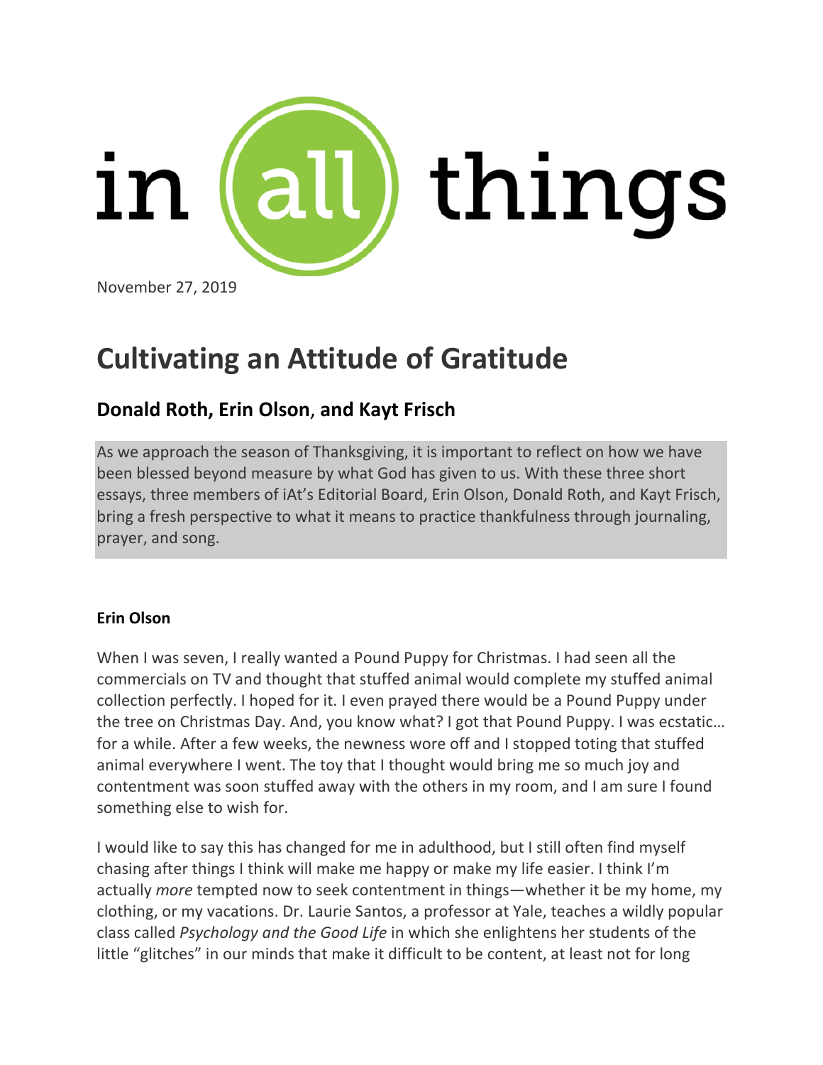in all things

November 27, 2019

# Cultivating an Attitude of Gratitude

## Donald Roth, Erin Olson, and Kayt Frisch

As we approach the season of Thanksgiving, it is important to reflect on how we have been blessed beyond measure by what God has given to us. With these three short essays, three members of iAt's Editorial Board, Erin Olson, Donald Roth, and Kayt Frisch, bring a fresh perspective to what it means to practice thankfulness through journaling, prayer, and song.

**Erin Olson**

When I was seven, I really wanted a Pound Puppy for Christmas. I had seen all the commercials on TV and thought that stuffed animal would complete my stuffed animal collection perfectly. I hoped for it. I even prayed there would be a Pound Puppy under the tree on Christmas Day. And, you know what? I got that Pound Puppy. I was ecstatic… for a while. After a few weeks, the newness wore off and I stopped toting that stuffed animal everywhere I went. The toy that I thought would bring me so much joy and contentment was soon stuffed away with the others in my room, and I am sure I found something else to wish for.

I would like to say this has changed for me in adulthood, but I still often find myself chasing after things I think will make me happy or make my life easier. I think I'm actually *more* tempted now to seek contentment in things—whether it be my home, my clothing, or my vacations. Dr. Laurie Santos, a professor at Yale, teaches a wildly popular class called *Psychology and the Good Life* in which she enlightens her students of the little "glitches" in our minds that make it difficult to be content, at least not for long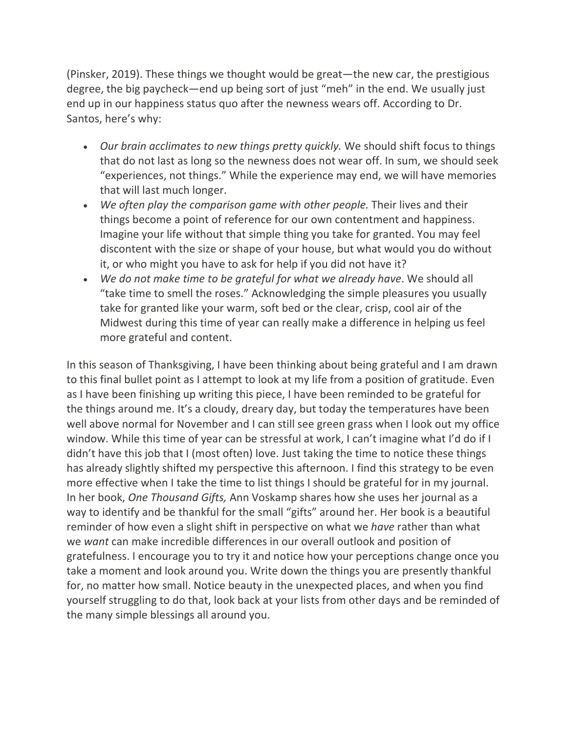(Pinsker, 2019). These things we thought would be great—the new car, the prestigious degree, the big paycheck—end up being sort of just "meh" in the end. We usually just end up in our happiness status quo after the newness wears off. According to Dr. Santos, here's why:

- *Our brain acclimates to new things pretty quickly.* We should shift focus to things that do not last as long so the newness does not wear off. In sum, we should seek "experiences, not things." While the experience may end, we will have memories that will last much longer.
- *We often play the comparison game with other people.* Their lives and their things become a point of reference for our own contentment and happiness. Imagine your life without that simple thing you take for granted. You may feel discontent with the size or shape of your house, but what would you do without it, or who might you have to ask for help if you did not have it?
- *We do not make time to be grateful for what we already have*. We should all "take time to smell the roses." Acknowledging the simple pleasures you usually take for granted like your warm, soft bed or the clear, crisp, cool air of the Midwest during this time of year can really make a difference in helping us feel more grateful and content.

In this season of Thanksgiving, I have been thinking about being grateful and I am drawn to this final bullet point as I attempt to look at my life from a position of gratitude. Even as I have been finishing up writing this piece, I have been reminded to be grateful for the things around me. It's a cloudy, dreary day, but today the temperatures have been well above normal for November and I can still see green grass when I look out my office window. While this time of year can be stressful at work, I can't imagine what I'd do if I didn't have this job that I (most often) love. Just taking the time to notice these things has already slightly shifted my perspective this afternoon. I find this strategy to be even more effective when I take the time to list things I should be grateful for in my journal. In her book, *One Thousand Gifts,* Ann Voskamp shares how she uses her journal as a way to identify and be thankful for the small "gifts" around her. Her book is a beautiful reminder of how even a slight shift in perspective on what we *have* rather than what we *want* can make incredible differences in our overall outlook and position of gratefulness. I encourage you to try it and notice how your perceptions change once you take a moment and look around you. Write down the things you are presently thankful for, no matter how small. Notice beauty in the unexpected places, and when you find yourself struggling to do that, look back at your lists from other days and be reminded of the many simple blessings all around you.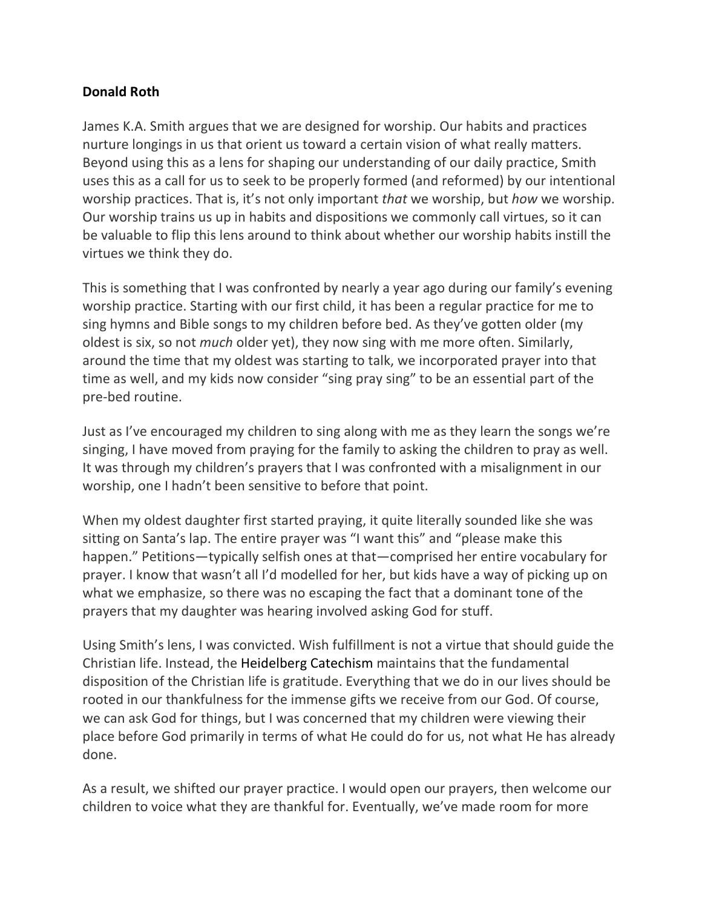**Donald Roth**

James K.A. Smith argues that we are designed for worship. Our habits and practices nurture longings in us that orient us toward a certain vision of what really matters. Beyond using this as a lens for shaping our understanding of our daily practice, Smith uses this as a call for us to seek to be properly formed (and reformed) by our intentional worship practices. That is, it's not only important *that* we worship, but *how* we worship. Our worship trains us up in habits and dispositions we commonly call virtues, so it can be valuable to flip this lens around to think about whether our worship habits instill the virtues we think they do.

This is something that I was confronted by nearly a year ago during our family's evening worship practice. Starting with our first child, it has been a regular practice for me to sing hymns and Bible songs to my children before bed. As they've gotten older (my oldest is six, so not *much* older yet), they now sing with me more often. Similarly, around the time that my oldest was starting to talk, we incorporated prayer into that time as well, and my kids now consider "sing pray sing" to be an essential part of the pre-bed routine.

Just as I've encouraged my children to sing along with me as they learn the songs we're singing, I have moved from praying for the family to asking the children to pray as well. It was through my children's prayers that I was confronted with a misalignment in our worship, one I hadn't been sensitive to before that point.

When my oldest daughter first started praying, it quite literally sounded like she was sitting on Santa's lap. The entire prayer was "I want this" and "please make this happen." Petitions—typically selfish ones at that—comprised her entire vocabulary for prayer. I know that wasn't all I'd modelled for her, but kids have a way of picking up on what we emphasize, so there was no escaping the fact that a dominant tone of the prayers that my daughter was hearing involved asking God for stuff.

Using Smith's lens, I was convicted. Wish fulfillment is not a virtue that should guide the Christian life. Instead, the Heidelberg Catechism maintains that the fundamental disposition of the Christian life is gratitude. Everything that we do in our lives should be rooted in our thankfulness for the immense gifts we receive from our God. Of course, we can ask God for things, but I was concerned that my children were viewing their place before God primarily in terms of what He could do for us, not what He has already done.

As a result, we shifted our prayer practice. I would open our prayers, then welcome our children to voice what they are thankful for. Eventually, we've made room for more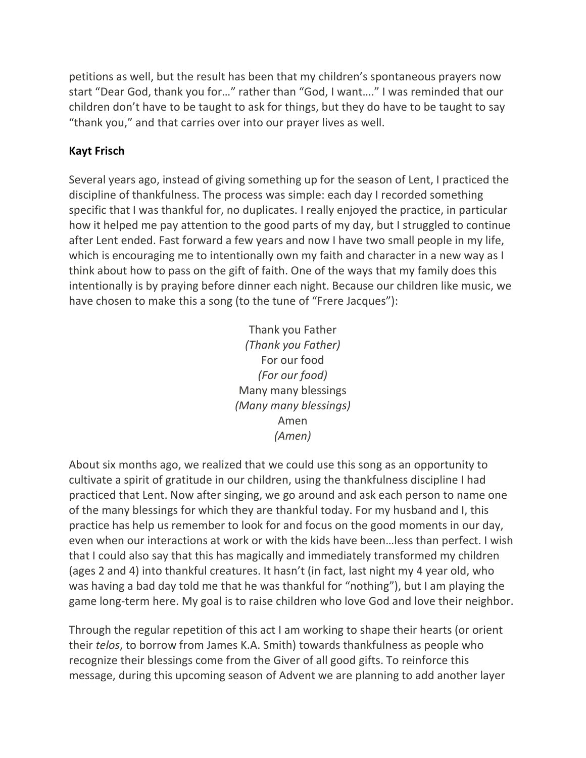petitions as well, but the result has been that my children's spontaneous prayers now start "Dear God, thank you for…" rather than "God, I want…." I was reminded that our children don't have to be taught to ask for things, but they do have to be taught to say "thank you," and that carries over into our prayer lives as well.

**Kayt Frisch**

Several years ago, instead of giving something up for the season of Lent, I practiced the discipline of thankfulness. The process was simple: each day I recorded something specific that I was thankful for, no duplicates. I really enjoyed the practice, in particular how it helped me pay attention to the good parts of my day, but I struggled to continue after Lent ended. Fast forward a few years and now I have two small people in my life, which is encouraging me to intentionally own my faith and character in a new way as I think about how to pass on the gift of faith. One of the ways that my family does this intentionally is by praying before dinner each night. Because our children like music, we have chosen to make this a song (to the tune of "Frere Jacques"):

Thank you Father  
*(Thank you Father)*  
For our food  
*(For our food)*  
Many many blessings  
*(Many many blessings)*  
Amen  
*(Amen)*

About six months ago, we realized that we could use this song as an opportunity to cultivate a spirit of gratitude in our children, using the thankfulness discipline I had practiced that Lent. Now after singing, we go around and ask each person to name one of the many blessings for which they are thankful today. For my husband and I, this practice has help us remember to look for and focus on the good moments in our day, even when our interactions at work or with the kids have been…less than perfect. I wish that I could also say that this has magically and immediately transformed my children (ages 2 and 4) into thankful creatures. It hasn't (in fact, last night my 4 year old, who was having a bad day told me that he was thankful for "nothing"), but I am playing the game long-term here. My goal is to raise children who love God and love their neighbor.

Through the regular repetition of this act I am working to shape their hearts (or orient their *telos*, to borrow from James K.A. Smith) towards thankfulness as people who recognize their blessings come from the Giver of all good gifts. To reinforce this message, during this upcoming season of Advent we are planning to add another layer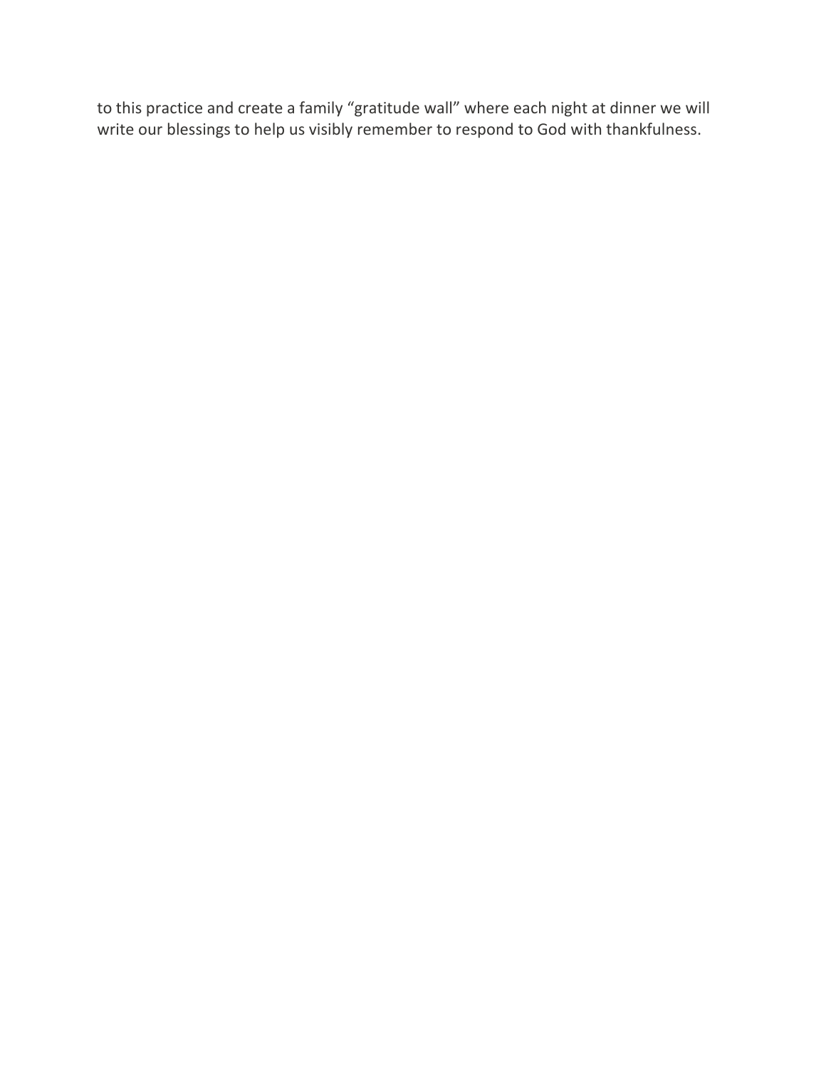to this practice and create a family “gratitude wall” where each night at dinner we will write our blessings to help us visibly remember to respond to God with thankfulness.